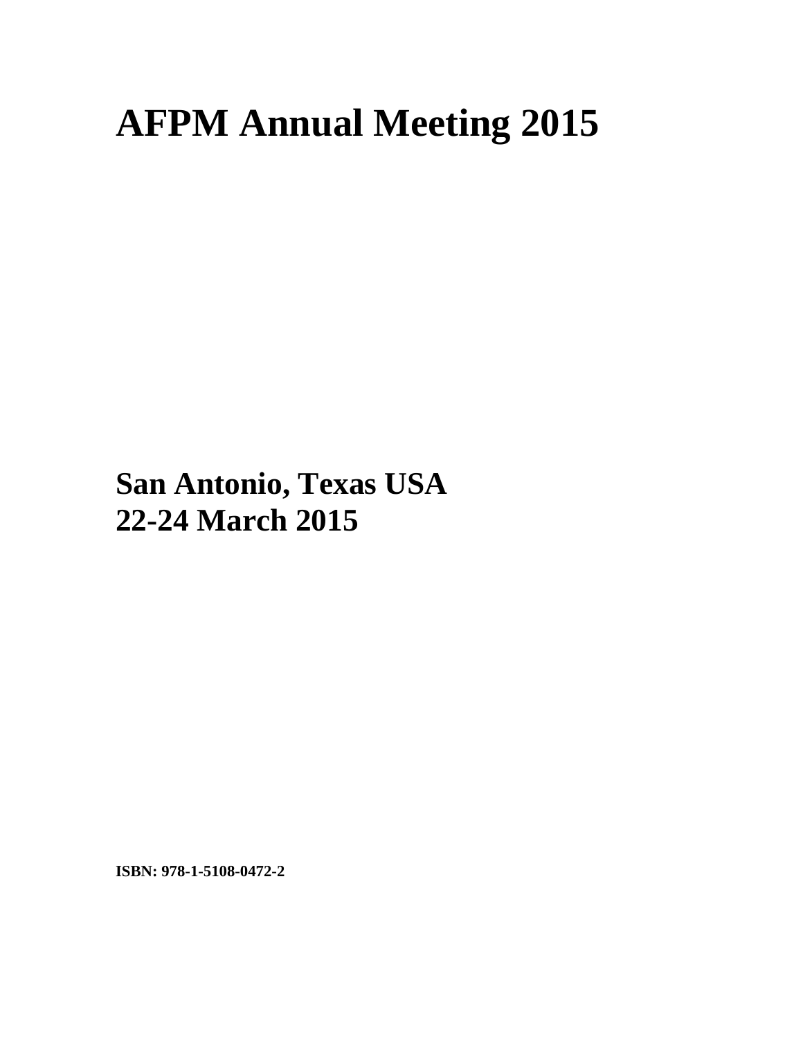# AFPM Annual Meeting 2015

## San Antonio, Texas USA
## 22-24 March 2015

**ISBN: 978-1-5108-0472-2**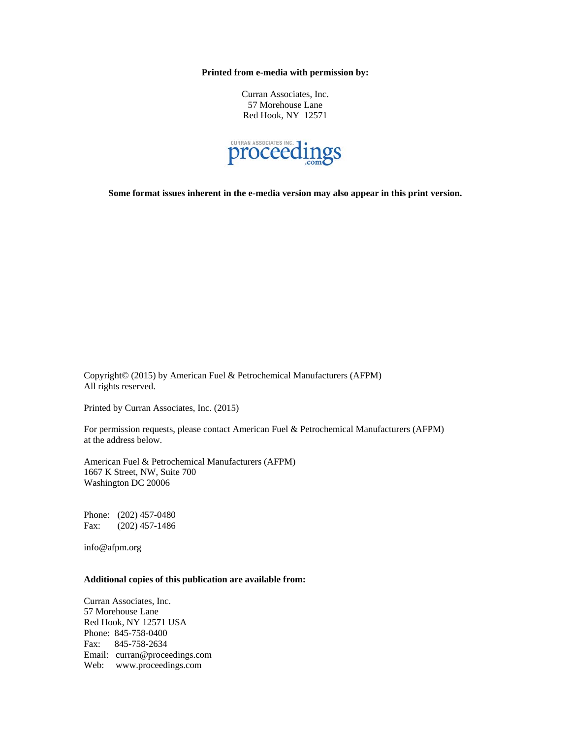**Printed from e-media with permission by:**

Curran Associates, Inc.
57 Morehouse Lane
Red Hook, NY 12571

**Some format issues inherent in the e-media version may also appear in this print version.**

Copyright© (2015) by American Fuel & Petrochemical Manufacturers (AFPM)
All rights reserved.

Printed by Curran Associates, Inc. (2015)

For permission requests, please contact American Fuel & Petrochemical Manufacturers (AFPM) at the address below.

American Fuel & Petrochemical Manufacturers (AFPM)
1667 K Street, NW, Suite 700
Washington DC 20006

Phone: (202) 457-0480
Fax: (202) 457-1486

info@afpm.org

**Additional copies of this publication are available from:**

Curran Associates, Inc.
57 Morehouse Lane
Red Hook, NY 12571 USA
Phone: 845-758-0400
Fax: 845-758-2634
Email: curran@proceedings.com
Web: www.proceedings.com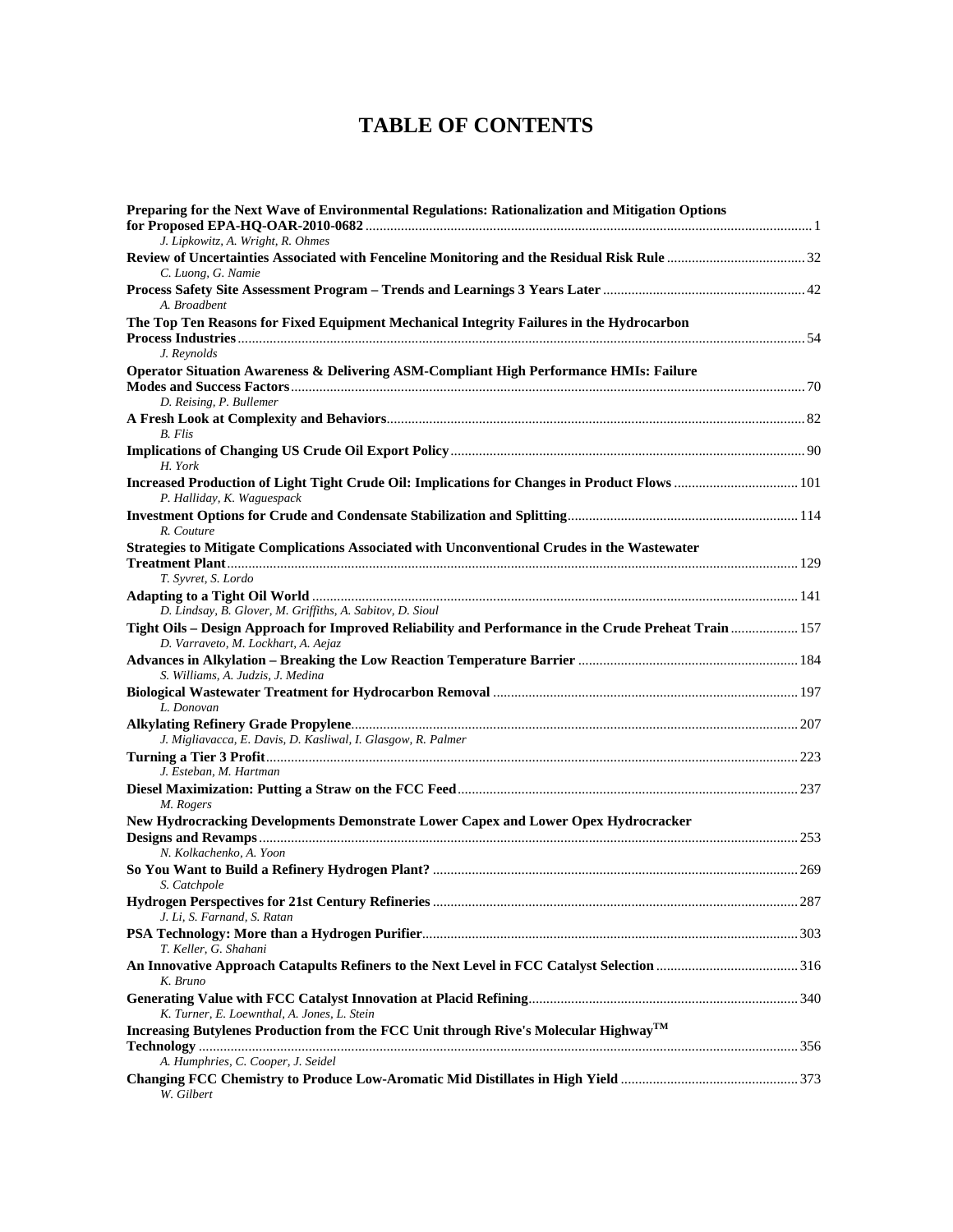# TABLE OF CONTENTS

**Preparing for the Next Wave of Environmental Regulations: Rationalization and Mitigation Options for Proposed EPA-HQ-OAR-2010-0682** ........ 1
*J. Lipkowitz, A. Wright, R. Ohmes*

**Review of Uncertainties Associated with Fenceline Monitoring and the Residual Risk Rule** ........ 32
*C. Luong, G. Namie*

**Process Safety Site Assessment Program – Trends and Learnings 3 Years Later** ........ 42
*A. Broadbent*

**The Top Ten Reasons for Fixed Equipment Mechanical Integrity Failures in the Hydrocarbon Process Industries** ........ 54
*J. Reynolds*

**Operator Situation Awareness & Delivering ASM-Compliant High Performance HMIs: Failure Modes and Success Factors** ........ 70
*D. Reising, P. Bullemer*

**A Fresh Look at Complexity and Behaviors** ........ 82
*B. Flis*

**Implications of Changing US Crude Oil Export Policy** ........ 90
*H. York*

**Increased Production of Light Tight Crude Oil: Implications for Changes in Product Flows** ........ 101
*P. Halliday, K. Waguespack*

**Investment Options for Crude and Condensate Stabilization and Splitting** ........ 114
*R. Couture*

**Strategies to Mitigate Complications Associated with Unconventional Crudes in the Wastewater Treatment Plant** ........ 129
*T. Syvret, S. Lordo*

**Adapting to a Tight Oil World** ........ 141
*D. Lindsay, B. Glover, M. Griffiths, A. Sabitov, D. Sioul*

**Tight Oils – Design Approach for Improved Reliability and Performance in the Crude Preheat Train** ........ 157
*D. Varraveto, M. Lockhart, A. Aejaz*

**Advances in Alkylation – Breaking the Low Reaction Temperature Barrier** ........ 184
*S. Williams, A. Judzis, J. Medina*

**Biological Wastewater Treatment for Hydrocarbon Removal** ........ 197
*L. Donovan*

**Alkylating Refinery Grade Propylene** ........ 207
*J. Migliavacca, E. Davis, D. Kasliwal, I. Glasgow, R. Palmer*

**Turning a Tier 3 Profit** ........ 223
*J. Esteban, M. Hartman*

**Diesel Maximization: Putting a Straw on the FCC Feed** ........ 237
*M. Rogers*

**New Hydrocracking Developments Demonstrate Lower Capex and Lower Opex Hydrocracker Designs and Revamps** ........ 253
*N. Kolkachenko, A. Yoon*

**So You Want to Build a Refinery Hydrogen Plant?** ........ 269
*S. Catchpole*

**Hydrogen Perspectives for 21st Century Refineries** ........ 287
*J. Li, S. Farnand, S. Ratan*

**PSA Technology: More than a Hydrogen Purifier** ........ 303
*T. Keller, G. Shahani*

**An Innovative Approach Catapults Refiners to the Next Level in FCC Catalyst Selection** ........ 316
*K. Bruno*

**Generating Value with FCC Catalyst Innovation at Placid Refining** ........ 340
*K. Turner, E. Loewnthal, A. Jones, L. Stein*

**Increasing Butylenes Production from the FCC Unit through Rive's Molecular Highway™ Technology** ........ 356
*A. Humphries, C. Cooper, J. Seidel*

**Changing FCC Chemistry to Produce Low-Aromatic Mid Distillates in High Yield** ........ 373
*W. Gilbert*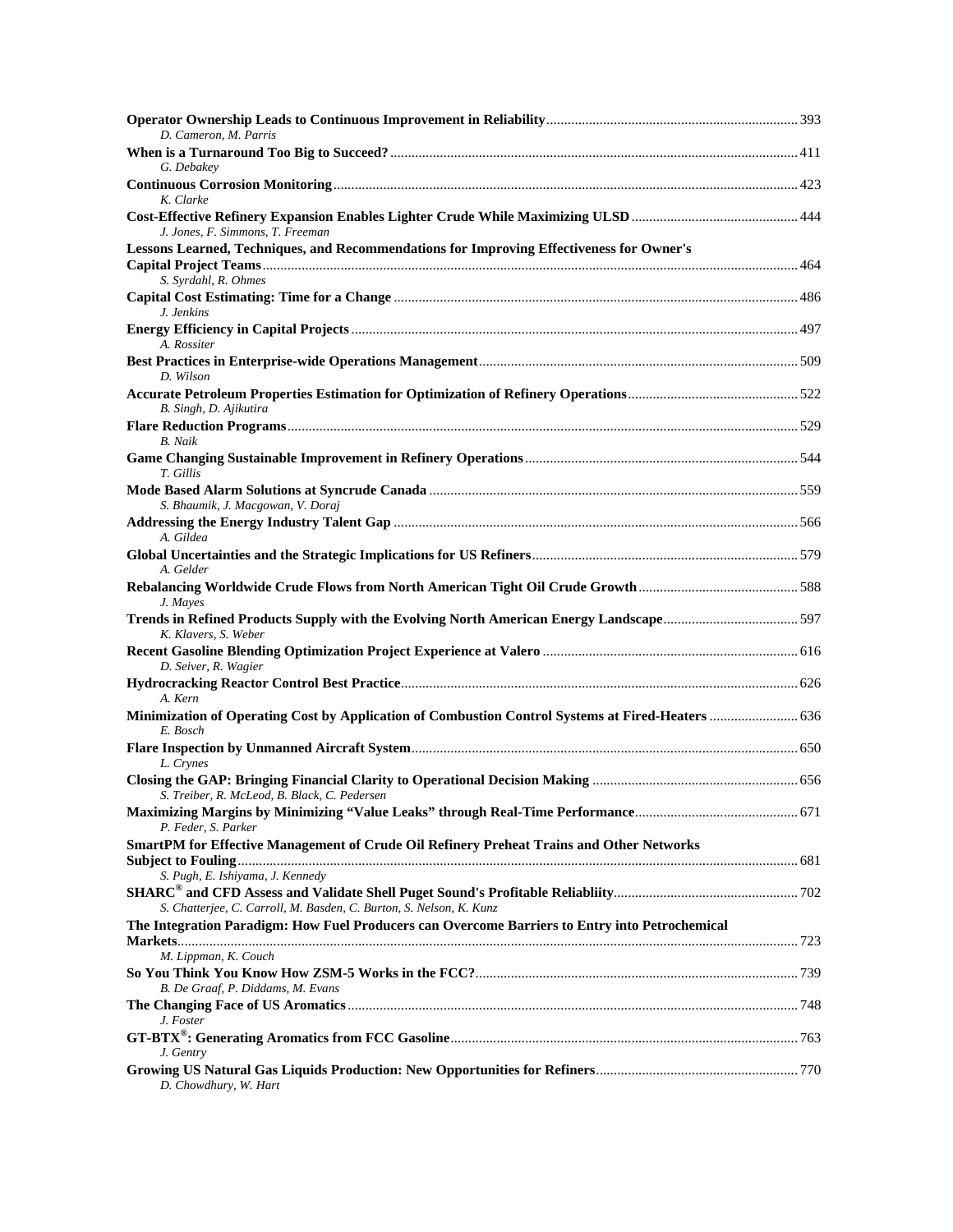**Operator Ownership Leads to Continuous Improvement in Reliability** ...... 393
*D. Cameron, M. Parris*

**When is a Turnaround Too Big to Succeed?** ...... 411
*G. Debakey*

**Continuous Corrosion Monitoring** ...... 423
*K. Clarke*

**Cost-Effective Refinery Expansion Enables Lighter Crude While Maximizing ULSD** ...... 444
*J. Jones, F. Simmons, T. Freeman*

**Lessons Learned, Techniques, and Recommendations for Improving Effectiveness for Owner's Capital Project Teams** ...... 464
*S. Syrdahl, R. Ohmes*

**Capital Cost Estimating: Time for a Change** ...... 486
*J. Jenkins*

**Energy Efficiency in Capital Projects** ...... 497
*A. Rossiter*

**Best Practices in Enterprise-wide Operations Management** ...... 509
*D. Wilson*

**Accurate Petroleum Properties Estimation for Optimization of Refinery Operations** ...... 522
*B. Singh, D. Ajikutira*

**Flare Reduction Programs** ...... 529
*B. Naik*

**Game Changing Sustainable Improvement in Refinery Operations** ...... 544
*T. Gillis*

**Mode Based Alarm Solutions at Syncrude Canada** ...... 559
*S. Bhaumik, J. Macgowan, V. Doraj*

**Addressing the Energy Industry Talent Gap** ...... 566
*A. Gildea*

**Global Uncertainties and the Strategic Implications for US Refiners** ...... 579
*A. Gelder*

**Rebalancing Worldwide Crude Flows from North American Tight Oil Crude Growth** ...... 588
*J. Mayes*

**Trends in Refined Products Supply with the Evolving North American Energy Landscape** ...... 597
*K. Klavers, S. Weber*

**Recent Gasoline Blending Optimization Project Experience at Valero** ...... 616
*D. Seiver, R. Wagier*

**Hydrocracking Reactor Control Best Practice** ...... 626
*A. Kern*

**Minimization of Operating Cost by Application of Combustion Control Systems at Fired-Heaters** ...... 636
*E. Bosch*

**Flare Inspection by Unmanned Aircraft System** ...... 650
*L. Crynes*

**Closing the GAP: Bringing Financial Clarity to Operational Decision Making** ...... 656
*S. Treiber, R. McLeod, B. Black, C. Pedersen*

**Maximizing Margins by Minimizing "Value Leaks" through Real-Time Performance** ...... 671
*P. Feder, S. Parker*

**SmartPM for Effective Management of Crude Oil Refinery Preheat Trains and Other Networks Subject to Fouling** ...... 681
*S. Pugh, E. Ishiyama, J. Kennedy*

**SHARC® and CFD Assess and Validate Shell Puget Sound's Profitable Reliablity** ...... 702
*S. Chatterjee, C. Carroll, M. Basden, C. Burton, S. Nelson, K. Kunz*

**The Integration Paradigm: How Fuel Producers can Overcome Barriers to Entry into Petrochemical Markets** ...... 723
*M. Lippman, K. Couch*

**So You Think You Know How ZSM-5 Works in the FCC?** ...... 739
*B. De Graaf, P. Diddams, M. Evans*

**The Changing Face of US Aromatics** ...... 748
*J. Foster*

**GT-BTX®: Generating Aromatics from FCC Gasoline** ...... 763
*J. Gentry*

**Growing US Natural Gas Liquids Production: New Opportunities for Refiners** ...... 770
*D. Chowdhury, W. Hart*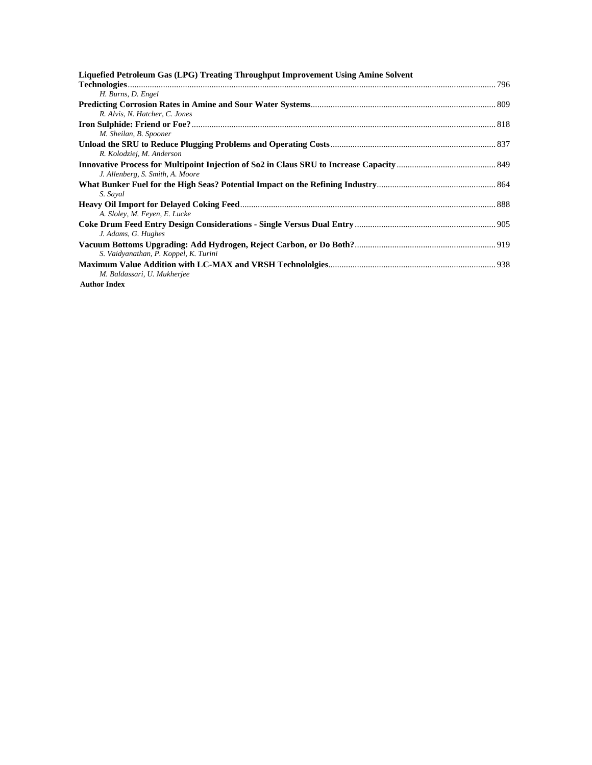**Liquefied Petroleum Gas (LPG) Treating Throughput Improvement Using Amine Solvent Technologies** ........ 796
*H. Burns, D. Engel*

**Predicting Corrosion Rates in Amine and Sour Water Systems** ........ 809
*R. Alvis, N. Hatcher, C. Jones*

**Iron Sulphide: Friend or Foe?** ........ 818
*M. Sheilan, B. Spooner*

**Unload the SRU to Reduce Plugging Problems and Operating Costs** ........ 837
*R. Kolodziej, M. Anderson*

**Innovative Process for Multipoint Injection of So2 in Claus SRU to Increase Capacity** ........ 849
*J. Allenberg, S. Smith, A. Moore*

**What Bunker Fuel for the High Seas? Potential Impact on the Refining Industry** ........ 864
*S. Sayal*

**Heavy Oil Import for Delayed Coking Feed** ........ 888
*A. Sloley, M. Feyen, E. Lucke*

**Coke Drum Feed Entry Design Considerations - Single Versus Dual Entry** ........ 905
*J. Adams, G. Hughes*

**Vacuum Bottoms Upgrading: Add Hydrogen, Reject Carbon, or Do Both?** ........ 919
*S. Vaidyanathan, P. Koppel, K. Turini*

**Maximum Value Addition with LC-MAX and VRSH Technololgies** ........ 938
*M. Baldassari, U. Mukherjee*

**Author Index**